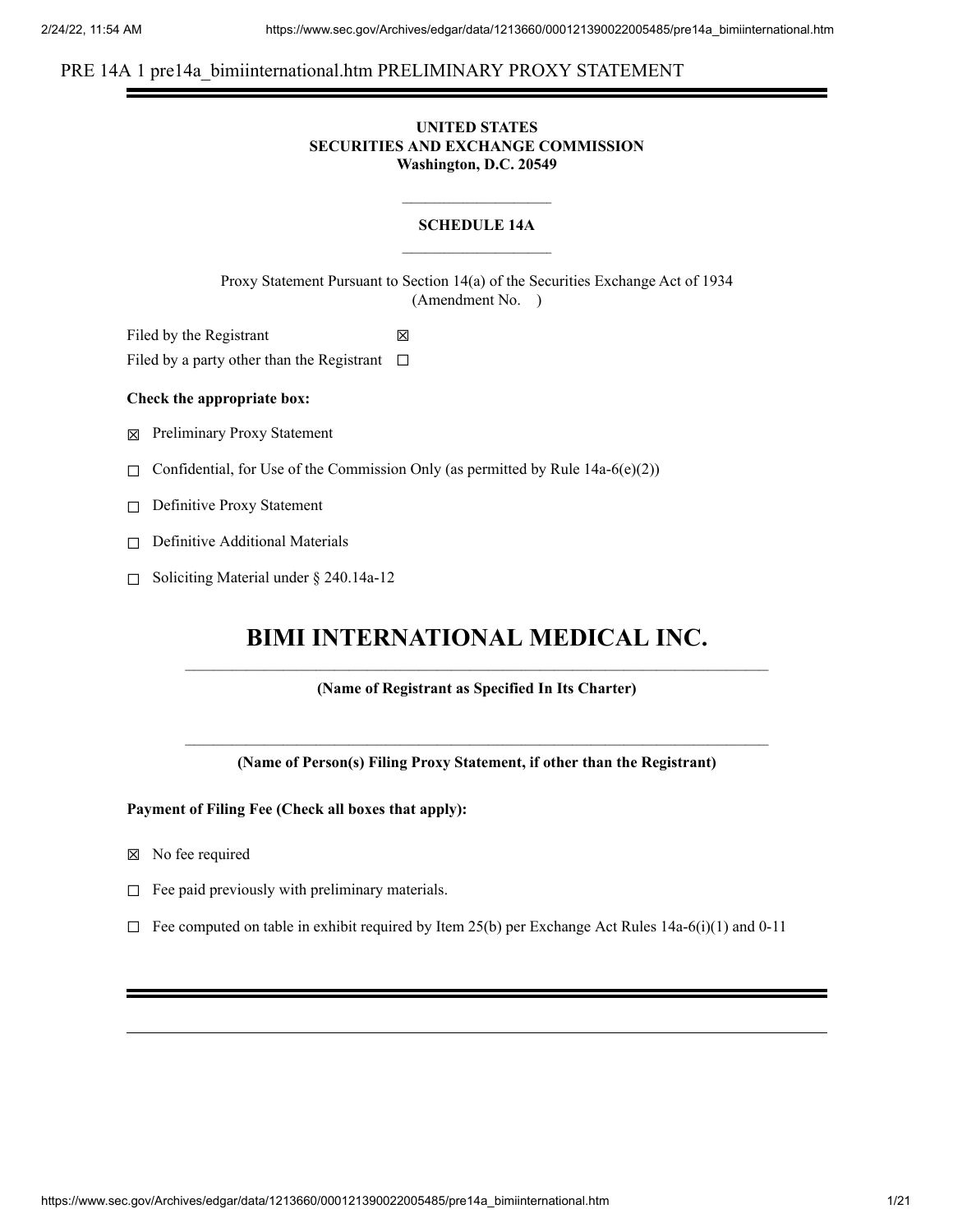PRE 14A 1 pre14a_bimiinternational.htm PRELIMINARY PROXY STATEMENT

**UNITED STATES**
**SECURITIES AND EXCHANGE COMMISSION**
**Washington, D.C. 20549**

**SCHEDULE 14A**

Proxy Statement Pursuant to Section 14(a) of the Securities Exchange Act of 1934
(Amendment No. )

Filed by the Registrant ☒

Filed by a party other than the Registrant ☐

**Check the appropriate box:**

☒ Preliminary Proxy Statement

☐ Confidential, for Use of the Commission Only (as permitted by Rule 14a-6(e)(2))

☐ Definitive Proxy Statement

☐ Definitive Additional Materials

☐ Soliciting Material under § 240.14a-12

# BIMI INTERNATIONAL MEDICAL INC.

**(Name of Registrant as Specified In Its Charter)**

**(Name of Person(s) Filing Proxy Statement, if other than the Registrant)**

**Payment of Filing Fee (Check all boxes that apply):**

☒ No fee required

☐ Fee paid previously with preliminary materials.

☐ Fee computed on table in exhibit required by Item 25(b) per Exchange Act Rules 14a-6(i)(1) and 0-11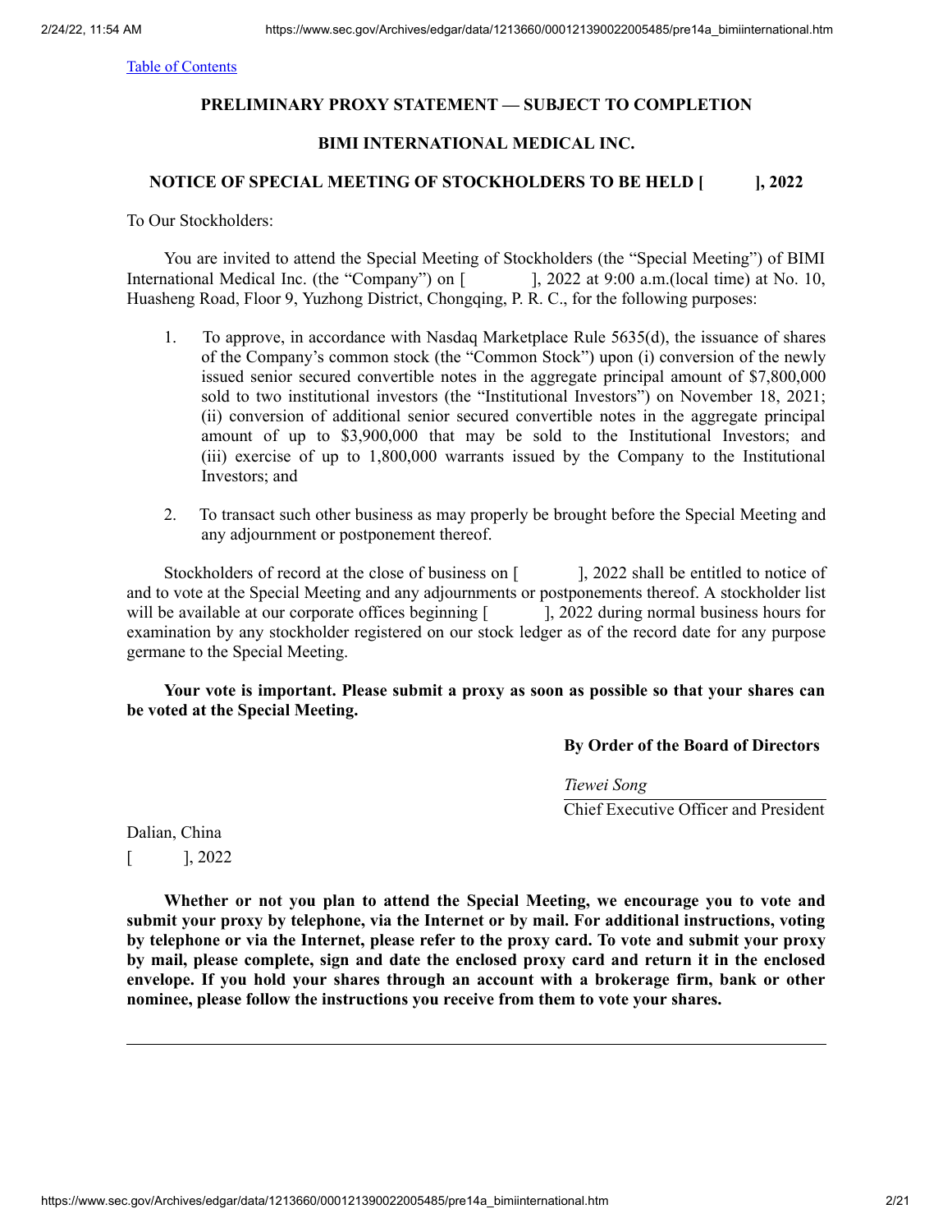[Table of Contents](#)

**PRELIMINARY PROXY STATEMENT — SUBJECT TO COMPLETION**

**BIMI INTERNATIONAL MEDICAL INC.**

**NOTICE OF SPECIAL MEETING OF STOCKHOLDERS TO BE HELD [ ], 2022**

To Our Stockholders:

You are invited to attend the Special Meeting of Stockholders (the "Special Meeting") of BIMI International Medical Inc. (the "Company") on [ ], 2022 at 9:00 a.m.(local time) at No. 10, Huasheng Road, Floor 9, Yuzhong District, Chongqing, P. R. C., for the following purposes:

1. To approve, in accordance with Nasdaq Marketplace Rule 5635(d), the issuance of shares of the Company's common stock (the "Common Stock") upon (i) conversion of the newly issued senior secured convertible notes in the aggregate principal amount of $7,800,000 sold to two institutional investors (the "Institutional Investors") on November 18, 2021; (ii) conversion of additional senior secured convertible notes in the aggregate principal amount of up to $3,900,000 that may be sold to the Institutional Investors; and (iii) exercise of up to 1,800,000 warrants issued by the Company to the Institutional Investors; and

2. To transact such other business as may properly be brought before the Special Meeting and any adjournment or postponement thereof.

Stockholders of record at the close of business on [ ], 2022 shall be entitled to notice of and to vote at the Special Meeting and any adjournments or postponements thereof. A stockholder list will be available at our corporate offices beginning [ ], 2022 during normal business hours for examination by any stockholder registered on our stock ledger as of the record date for any purpose germane to the Special Meeting.

**Your vote is important. Please submit a proxy as soon as possible so that your shares can be voted at the Special Meeting.**

**By Order of the Board of Directors**

*Tiewei Song*
Chief Executive Officer and President

Dalian, China
[ ], 2022

**Whether or not you plan to attend the Special Meeting, we encourage you to vote and submit your proxy by telephone, via the Internet or by mail. For additional instructions, voting by telephone or via the Internet, please refer to the proxy card. To vote and submit your proxy by mail, please complete, sign and date the enclosed proxy card and return it in the enclosed envelope. If you hold your shares through an account with a brokerage firm, bank or other nominee, please follow the instructions you receive from them to vote your shares.**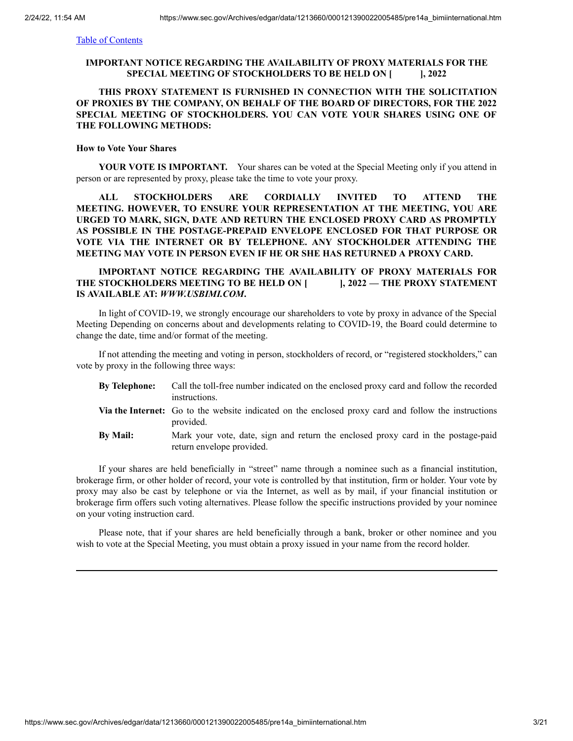[Table of Contents](#)

**IMPORTANT NOTICE REGARDING THE AVAILABILITY OF PROXY MATERIALS FOR THE SPECIAL MEETING OF STOCKHOLDERS TO BE HELD ON [ ], 2022**

**THIS PROXY STATEMENT IS FURNISHED IN CONNECTION WITH THE SOLICITATION OF PROXIES BY THE COMPANY, ON BEHALF OF THE BOARD OF DIRECTORS, FOR THE 2022 SPECIAL MEETING OF STOCKHOLDERS. YOU CAN VOTE YOUR SHARES USING ONE OF THE FOLLOWING METHODS:**

**How to Vote Your Shares**

**YOUR VOTE IS IMPORTANT.** Your shares can be voted at the Special Meeting only if you attend in person or are represented by proxy, please take the time to vote your proxy.

**ALL STOCKHOLDERS ARE CORDIALLY INVITED TO ATTEND THE MEETING. HOWEVER, TO ENSURE YOUR REPRESENTATION AT THE MEETING, YOU ARE URGED TO MARK, SIGN, DATE AND RETURN THE ENCLOSED PROXY CARD AS PROMPTLY AS POSSIBLE IN THE POSTAGE-PREPAID ENVELOPE ENCLOSED FOR THAT PURPOSE OR VOTE VIA THE INTERNET OR BY TELEPHONE. ANY STOCKHOLDER ATTENDING THE MEETING MAY VOTE IN PERSON EVEN IF HE OR SHE HAS RETURNED A PROXY CARD.**

**IMPORTANT NOTICE REGARDING THE AVAILABILITY OF PROXY MATERIALS FOR THE STOCKHOLDERS MEETING TO BE HELD ON [ ], 2022 — THE PROXY STATEMENT IS AVAILABLE AT: *WWW.USBIMI.COM*.**

In light of COVID-19, we strongly encourage our shareholders to vote by proxy in advance of the Special Meeting Depending on concerns about and developments relating to COVID-19, the Board could determine to change the date, time and/or format of the meeting.

If not attending the meeting and voting in person, stockholders of record, or "registered stockholders," can vote by proxy in the following three ways:

| | |
|---|---|
| **By Telephone:** | Call the toll-free number indicated on the enclosed proxy card and follow the recorded instructions. |
| **Via the Internet:** | Go to the website indicated on the enclosed proxy card and follow the instructions provided. |
| **By Mail:** | Mark your vote, date, sign and return the enclosed proxy card in the postage-paid return envelope provided. |

If your shares are held beneficially in "street" name through a nominee such as a financial institution, brokerage firm, or other holder of record, your vote is controlled by that institution, firm or holder. Your vote by proxy may also be cast by telephone or via the Internet, as well as by mail, if your financial institution or brokerage firm offers such voting alternatives. Please follow the specific instructions provided by your nominee on your voting instruction card.

Please note, that if your shares are held beneficially through a bank, broker or other nominee and you wish to vote at the Special Meeting, you must obtain a proxy issued in your name from the record holder.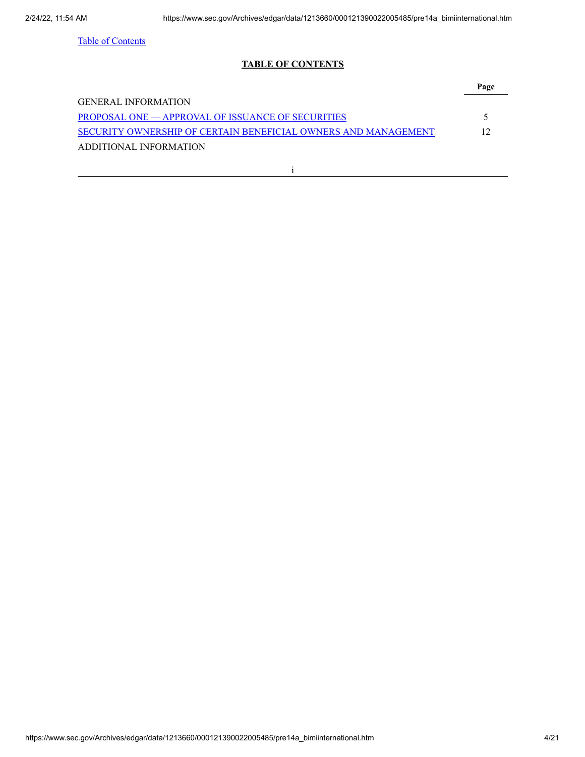Table of Contents

**TABLE OF CONTENTS**

| | Page |
|---|---|
| GENERAL INFORMATION | |
| PROPOSAL ONE — APPROVAL OF ISSUANCE OF SECURITIES | 5 |
| SECURITY OWNERSHIP OF CERTAIN BENEFICIAL OWNERS AND MANAGEMENT | 12 |
| ADDITIONAL INFORMATION | |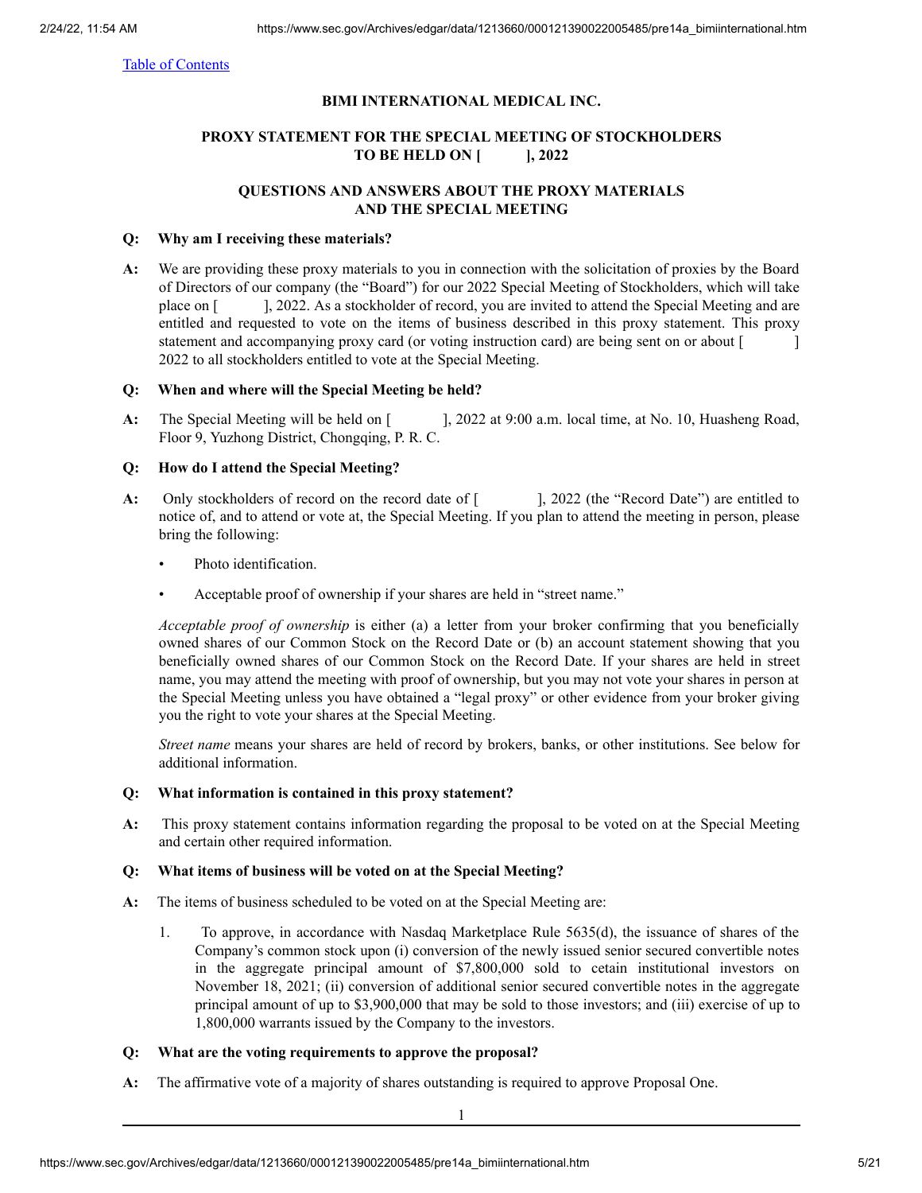[Table of Contents](#)

**BIMI INTERNATIONAL MEDICAL INC.**

**PROXY STATEMENT FOR THE SPECIAL MEETING OF STOCKHOLDERS TO BE HELD ON [          ], 2022**

**QUESTIONS AND ANSWERS ABOUT THE PROXY MATERIALS AND THE SPECIAL MEETING**

**Q: Why am I receiving these materials?**

**A:** We are providing these proxy materials to you in connection with the solicitation of proxies by the Board of Directors of our company (the "Board") for our 2022 Special Meeting of Stockholders, which will take place on [          ], 2022. As a stockholder of record, you are invited to attend the Special Meeting and are entitled and requested to vote on the items of business described in this proxy statement. This proxy statement and accompanying proxy card (or voting instruction card) are being sent on or about [          ] 2022 to all stockholders entitled to vote at the Special Meeting.

**Q: When and where will the Special Meeting be held?**

**A:** The Special Meeting will be held on [          ], 2022 at 9:00 a.m. local time, at No. 10, Huasheng Road, Floor 9, Yuzhong District, Chongqing, P. R. C.

**Q: How do I attend the Special Meeting?**

**A:** Only stockholders of record on the record date of [          ], 2022 (the "Record Date") are entitled to notice of, and to attend or vote at, the Special Meeting. If you plan to attend the meeting in person, please bring the following:

- Photo identification.
- Acceptable proof of ownership if your shares are held in "street name."

*Acceptable proof of ownership* is either (a) a letter from your broker confirming that you beneficially owned shares of our Common Stock on the Record Date or (b) an account statement showing that you beneficially owned shares of our Common Stock on the Record Date. If your shares are held in street name, you may attend the meeting with proof of ownership, but you may not vote your shares in person at the Special Meeting unless you have obtained a "legal proxy" or other evidence from your broker giving you the right to vote your shares at the Special Meeting.

*Street name* means your shares are held of record by brokers, banks, or other institutions. See below for additional information.

**Q: What information is contained in this proxy statement?**

**A:** This proxy statement contains information regarding the proposal to be voted on at the Special Meeting and certain other required information.

**Q: What items of business will be voted on at the Special Meeting?**

**A:** The items of business scheduled to be voted on at the Special Meeting are:

1. To approve, in accordance with Nasdaq Marketplace Rule 5635(d), the issuance of shares of the Company's common stock upon (i) conversion of the newly issued senior secured convertible notes in the aggregate principal amount of $7,800,000 sold to cetain institutional investors on November 18, 2021; (ii) conversion of additional senior secured convertible notes in the aggregate principal amount of up to $3,900,000 that may be sold to those investors; and (iii) exercise of up to 1,800,000 warrants issued by the Company to the investors.

**Q: What are the voting requirements to approve the proposal?**

**A:** The affirmative vote of a majority of shares outstanding is required to approve Proposal One.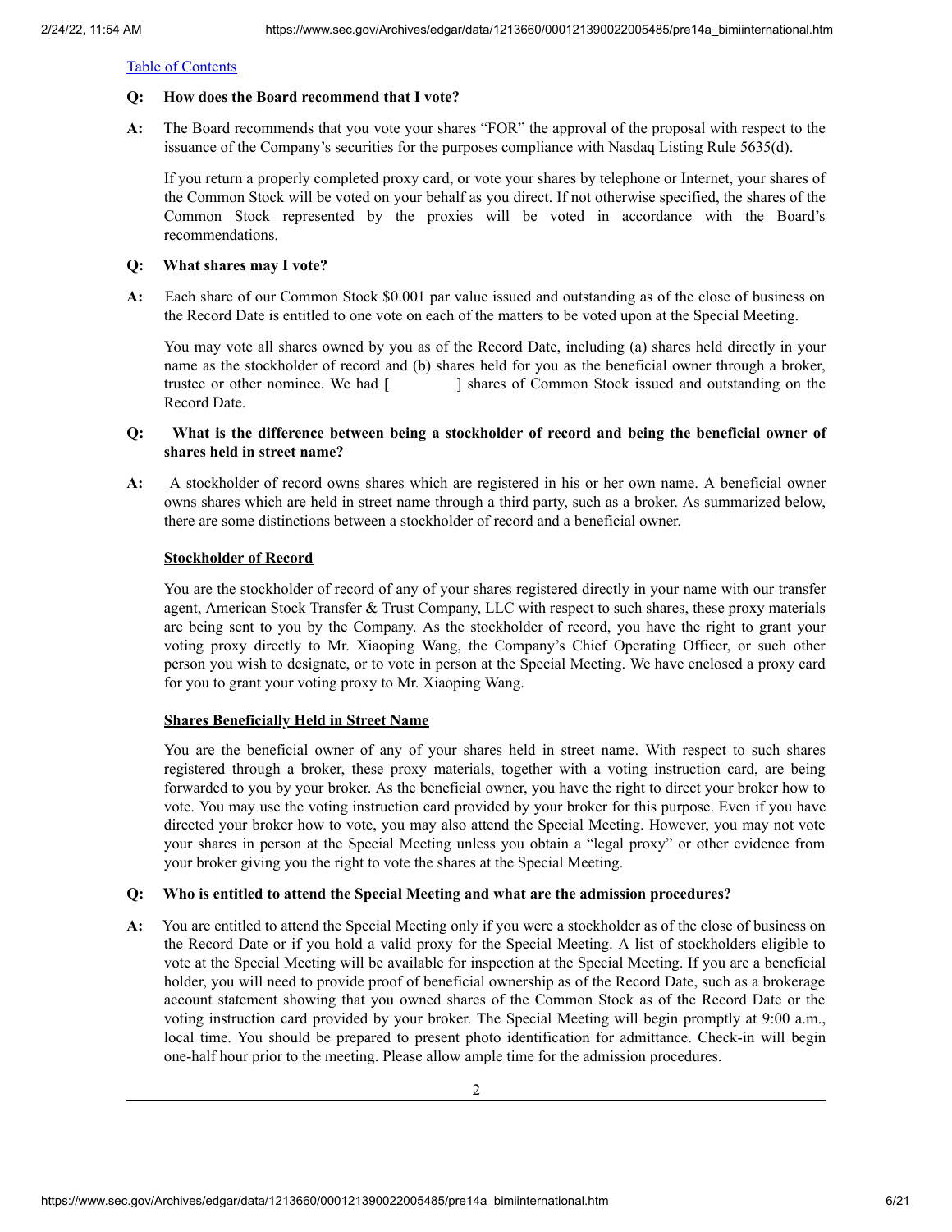[Table of Contents](#)

**Q: How does the Board recommend that I vote?**

**A:** The Board recommends that you vote your shares "FOR" the approval of the proposal with respect to the issuance of the Company's securities for the purposes compliance with Nasdaq Listing Rule 5635(d).

If you return a properly completed proxy card, or vote your shares by telephone or Internet, your shares of the Common Stock will be voted on your behalf as you direct. If not otherwise specified, the shares of the Common Stock represented by the proxies will be voted in accordance with the Board's recommendations.

**Q: What shares may I vote?**

**A:** Each share of our Common Stock $0.001 par value issued and outstanding as of the close of business on the Record Date is entitled to one vote on each of the matters to be voted upon at the Special Meeting.

You may vote all shares owned by you as of the Record Date, including (a) shares held directly in your name as the stockholder of record and (b) shares held for you as the beneficial owner through a broker, trustee or other nominee. We had [ ] shares of Common Stock issued and outstanding on the Record Date.

**Q: What is the difference between being a stockholder of record and being the beneficial owner of shares held in street name?**

**A:** A stockholder of record owns shares which are registered in his or her own name. A beneficial owner owns shares which are held in street name through a third party, such as a broker. As summarized below, there are some distinctions between a stockholder of record and a beneficial owner.

**Stockholder of Record**

You are the stockholder of record of any of your shares registered directly in your name with our transfer agent, American Stock Transfer & Trust Company, LLC with respect to such shares, these proxy materials are being sent to you by the Company. As the stockholder of record, you have the right to grant your voting proxy directly to Mr. Xiaoping Wang, the Company's Chief Operating Officer, or such other person you wish to designate, or to vote in person at the Special Meeting. We have enclosed a proxy card for you to grant your voting proxy to Mr. Xiaoping Wang.

**Shares Beneficially Held in Street Name**

You are the beneficial owner of any of your shares held in street name. With respect to such shares registered through a broker, these proxy materials, together with a voting instruction card, are being forwarded to you by your broker. As the beneficial owner, you have the right to direct your broker how to vote. You may use the voting instruction card provided by your broker for this purpose. Even if you have directed your broker how to vote, you may also attend the Special Meeting. However, you may not vote your shares in person at the Special Meeting unless you obtain a "legal proxy" or other evidence from your broker giving you the right to vote the shares at the Special Meeting.

**Q: Who is entitled to attend the Special Meeting and what are the admission procedures?**

**A:** You are entitled to attend the Special Meeting only if you were a stockholder as of the close of business on the Record Date or if you hold a valid proxy for the Special Meeting. A list of stockholders eligible to vote at the Special Meeting will be available for inspection at the Special Meeting. If you are a beneficial holder, you will need to provide proof of beneficial ownership as of the Record Date, such as a brokerage account statement showing that you owned shares of the Common Stock as of the Record Date or the voting instruction card provided by your broker. The Special Meeting will begin promptly at 9:00 a.m., local time. You should be prepared to present photo identification for admittance. Check-in will begin one-half hour prior to the meeting. Please allow ample time for the admission procedures.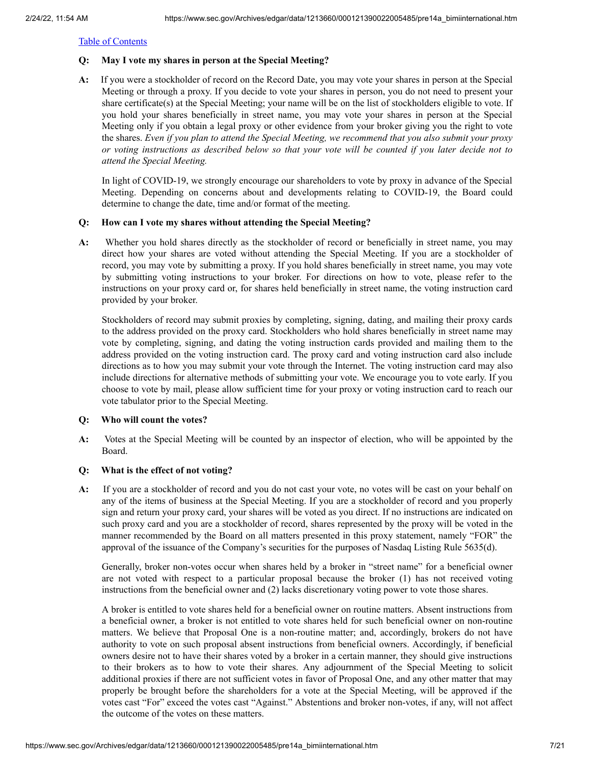[Table of Contents](#)

**Q: May I vote my shares in person at the Special Meeting?**

**A:** If you were a stockholder of record on the Record Date, you may vote your shares in person at the Special Meeting or through a proxy. If you decide to vote your shares in person, you do not need to present your share certificate(s) at the Special Meeting; your name will be on the list of stockholders eligible to vote. If you hold your shares beneficially in street name, you may vote your shares in person at the Special Meeting only if you obtain a legal proxy or other evidence from your broker giving you the right to vote the shares. *Even if you plan to attend the Special Meeting, we recommend that you also submit your proxy or voting instructions as described below so that your vote will be counted if you later decide not to attend the Special Meeting.*

In light of COVID-19, we strongly encourage our shareholders to vote by proxy in advance of the Special Meeting. Depending on concerns about and developments relating to COVID-19, the Board could determine to change the date, time and/or format of the meeting.

**Q: How can I vote my shares without attending the Special Meeting?**

**A:** Whether you hold shares directly as the stockholder of record or beneficially in street name, you may direct how your shares are voted without attending the Special Meeting. If you are a stockholder of record, you may vote by submitting a proxy. If you hold shares beneficially in street name, you may vote by submitting voting instructions to your broker. For directions on how to vote, please refer to the instructions on your proxy card or, for shares held beneficially in street name, the voting instruction card provided by your broker.

Stockholders of record may submit proxies by completing, signing, dating, and mailing their proxy cards to the address provided on the proxy card. Stockholders who hold shares beneficially in street name may vote by completing, signing, and dating the voting instruction cards provided and mailing them to the address provided on the voting instruction card. The proxy card and voting instruction card also include directions as to how you may submit your vote through the Internet. The voting instruction card may also include directions for alternative methods of submitting your vote. We encourage you to vote early. If you choose to vote by mail, please allow sufficient time for your proxy or voting instruction card to reach our vote tabulator prior to the Special Meeting.

**Q: Who will count the votes?**

**A:** Votes at the Special Meeting will be counted by an inspector of election, who will be appointed by the Board.

**Q: What is the effect of not voting?**

**A:** If you are a stockholder of record and you do not cast your vote, no votes will be cast on your behalf on any of the items of business at the Special Meeting. If you are a stockholder of record and you properly sign and return your proxy card, your shares will be voted as you direct. If no instructions are indicated on such proxy card and you are a stockholder of record, shares represented by the proxy will be voted in the manner recommended by the Board on all matters presented in this proxy statement, namely "FOR" the approval of the issuance of the Company's securities for the purposes of Nasdaq Listing Rule 5635(d).

Generally, broker non-votes occur when shares held by a broker in "street name" for a beneficial owner are not voted with respect to a particular proposal because the broker (1) has not received voting instructions from the beneficial owner and (2) lacks discretionary voting power to vote those shares.

A broker is entitled to vote shares held for a beneficial owner on routine matters. Absent instructions from a beneficial owner, a broker is not entitled to vote shares held for such beneficial owner on non-routine matters. We believe that Proposal One is a non-routine matter; and, accordingly, brokers do not have authority to vote on such proposal absent instructions from beneficial owners. Accordingly, if beneficial owners desire not to have their shares voted by a broker in a certain manner, they should give instructions to their brokers as to how to vote their shares. Any adjournment of the Special Meeting to solicit additional proxies if there are not sufficient votes in favor of Proposal One, and any other matter that may properly be brought before the shareholders for a vote at the Special Meeting, will be approved if the votes cast "For" exceed the votes cast "Against." Abstentions and broker non-votes, if any, will not affect the outcome of the votes on these matters.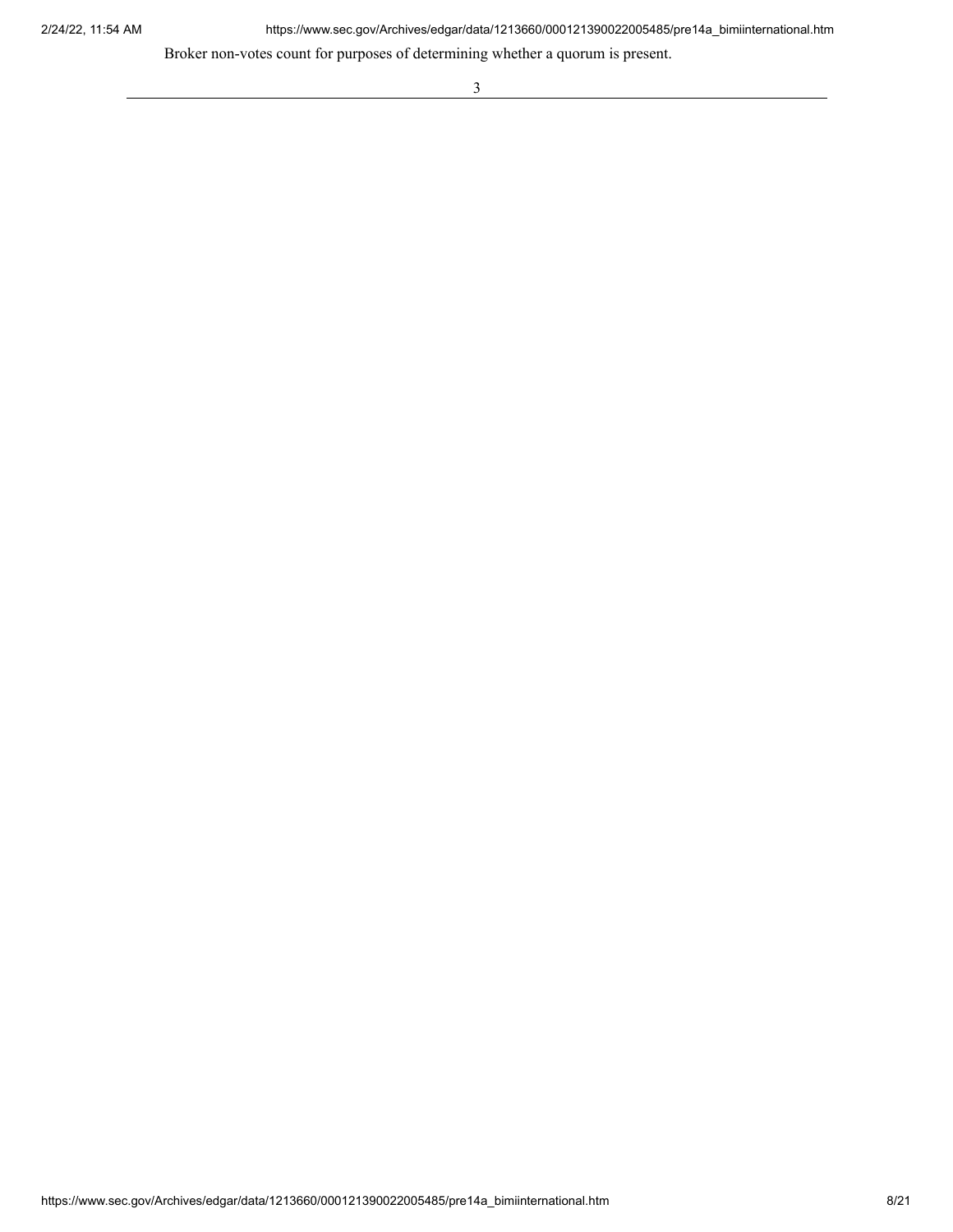Broker non-votes count for purposes of determining whether a quorum is present.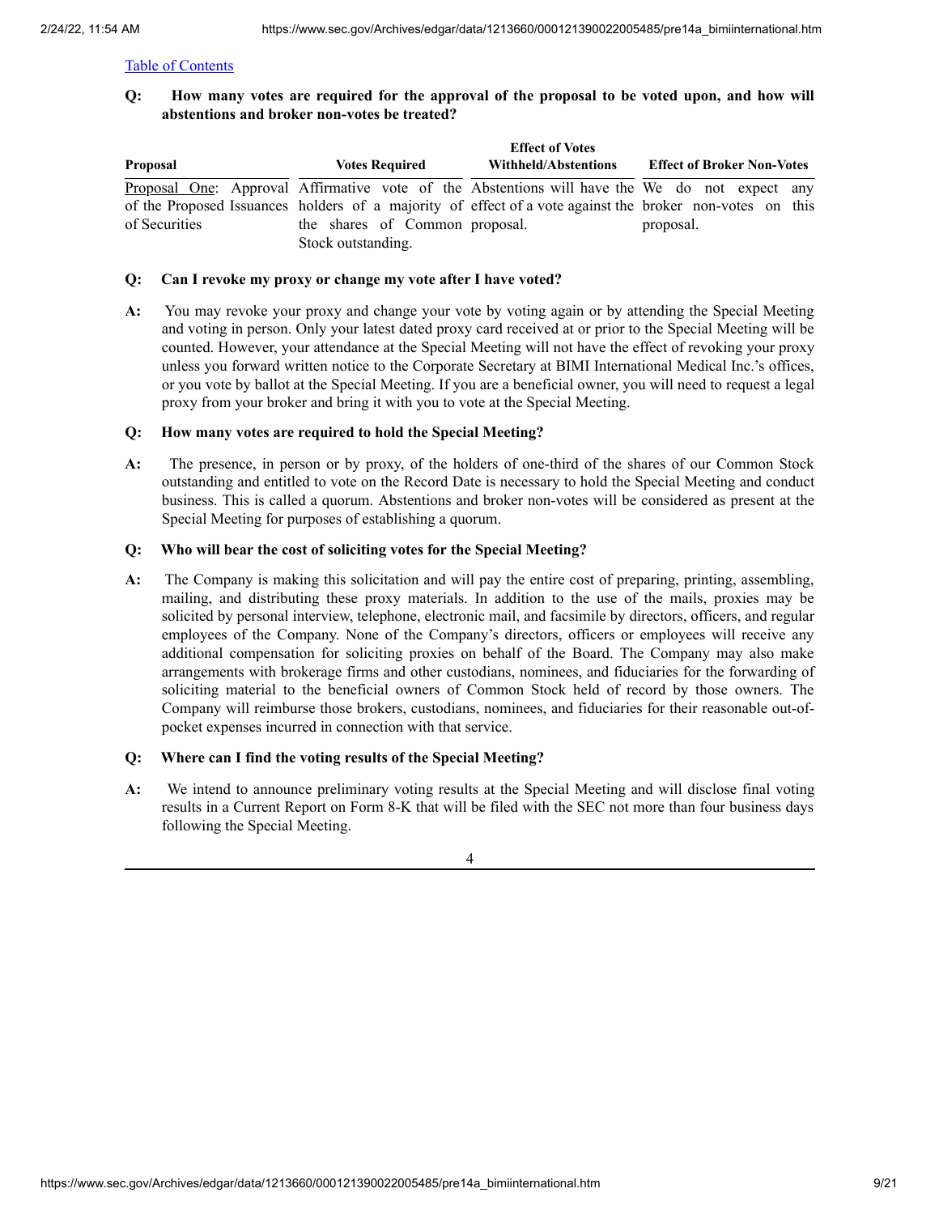[Table of Contents](#)

**Q: How many votes are required for the approval of the proposal to be voted upon, and how will abstentions and broker non-votes be treated?**

| Proposal | Votes Required | Effect of Votes Withheld/Abstentions | Effect of Broker Non-Votes |
|---|---|---|---|
| Proposal One: Approval of the Proposed Issuances of Securities | Affirmative vote of the holders of a majority of the shares of Common Stock outstanding. | Abstentions will have the effect of a vote against the proposal. | We do not expect any broker non-votes on this proposal. |

**Q: Can I revoke my proxy or change my vote after I have voted?**

**A:** You may revoke your proxy and change your vote by voting again or by attending the Special Meeting and voting in person. Only your latest dated proxy card received at or prior to the Special Meeting will be counted. However, your attendance at the Special Meeting will not have the effect of revoking your proxy unless you forward written notice to the Corporate Secretary at BIMI International Medical Inc.'s offices, or you vote by ballot at the Special Meeting. If you are a beneficial owner, you will need to request a legal proxy from your broker and bring it with you to vote at the Special Meeting.

**Q: How many votes are required to hold the Special Meeting?**

**A:** The presence, in person or by proxy, of the holders of one-third of the shares of our Common Stock outstanding and entitled to vote on the Record Date is necessary to hold the Special Meeting and conduct business. This is called a quorum. Abstentions and broker non-votes will be considered as present at the Special Meeting for purposes of establishing a quorum.

**Q: Who will bear the cost of soliciting votes for the Special Meeting?**

**A:** The Company is making this solicitation and will pay the entire cost of preparing, printing, assembling, mailing, and distributing these proxy materials. In addition to the use of the mails, proxies may be solicited by personal interview, telephone, electronic mail, and facsimile by directors, officers, and regular employees of the Company. None of the Company's directors, officers or employees will receive any additional compensation for soliciting proxies on behalf of the Board. The Company may also make arrangements with brokerage firms and other custodians, nominees, and fiduciaries for the forwarding of soliciting material to the beneficial owners of Common Stock held of record by those owners. The Company will reimburse those brokers, custodians, nominees, and fiduciaries for their reasonable out-of-pocket expenses incurred in connection with that service.

**Q: Where can I find the voting results of the Special Meeting?**

**A:** We intend to announce preliminary voting results at the Special Meeting and will disclose final voting results in a Current Report on Form 8-K that will be filed with the SEC not more than four business days following the Special Meeting.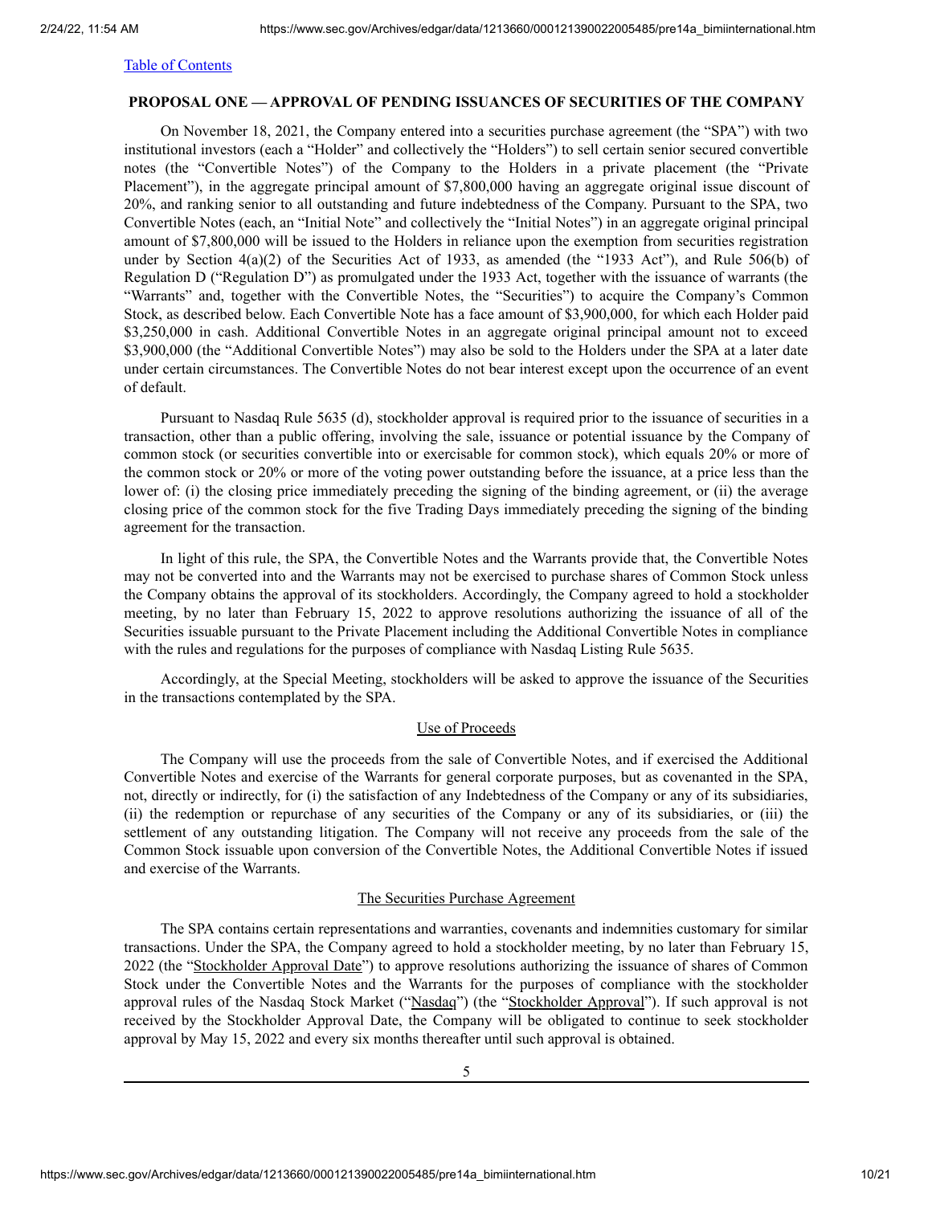[Table of Contents](#)

**PROPOSAL ONE — APPROVAL OF PENDING ISSUANCES OF SECURITIES OF THE COMPANY**

On November 18, 2021, the Company entered into a securities purchase agreement (the "SPA") with two institutional investors (each a "Holder" and collectively the "Holders") to sell certain senior secured convertible notes (the "Convertible Notes") of the Company to the Holders in a private placement (the "Private Placement"), in the aggregate principal amount of $7,800,000 having an aggregate original issue discount of 20%, and ranking senior to all outstanding and future indebtedness of the Company. Pursuant to the SPA, two Convertible Notes (each, an "Initial Note" and collectively the "Initial Notes") in an aggregate original principal amount of $7,800,000 will be issued to the Holders in reliance upon the exemption from securities registration under by Section 4(a)(2) of the Securities Act of 1933, as amended (the "1933 Act"), and Rule 506(b) of Regulation D ("Regulation D") as promulgated under the 1933 Act, together with the issuance of warrants (the "Warrants" and, together with the Convertible Notes, the "Securities") to acquire the Company's Common Stock, as described below. Each Convertible Note has a face amount of $3,900,000, for which each Holder paid $3,250,000 in cash. Additional Convertible Notes in an aggregate original principal amount not to exceed $3,900,000 (the "Additional Convertible Notes") may also be sold to the Holders under the SPA at a later date under certain circumstances. The Convertible Notes do not bear interest except upon the occurrence of an event of default.

Pursuant to Nasdaq Rule 5635 (d), stockholder approval is required prior to the issuance of securities in a transaction, other than a public offering, involving the sale, issuance or potential issuance by the Company of common stock (or securities convertible into or exercisable for common stock), which equals 20% or more of the common stock or 20% or more of the voting power outstanding before the issuance, at a price less than the lower of: (i) the closing price immediately preceding the signing of the binding agreement, or (ii) the average closing price of the common stock for the five Trading Days immediately preceding the signing of the binding agreement for the transaction.

In light of this rule, the SPA, the Convertible Notes and the Warrants provide that, the Convertible Notes may not be converted into and the Warrants may not be exercised to purchase shares of Common Stock unless the Company obtains the approval of its stockholders. Accordingly, the Company agreed to hold a stockholder meeting, by no later than February 15, 2022 to approve resolutions authorizing the issuance of all of the Securities issuable pursuant to the Private Placement including the Additional Convertible Notes in compliance with the rules and regulations for the purposes of compliance with Nasdaq Listing Rule 5635.

Accordingly, at the Special Meeting, stockholders will be asked to approve the issuance of the Securities in the transactions contemplated by the SPA.

**Use of Proceeds**

The Company will use the proceeds from the sale of Convertible Notes, and if exercised the Additional Convertible Notes and exercise of the Warrants for general corporate purposes, but as covenanted in the SPA, not, directly or indirectly, for (i) the satisfaction of any Indebtedness of the Company or any of its subsidiaries, (ii) the redemption or repurchase of any securities of the Company or any of its subsidiaries, or (iii) the settlement of any outstanding litigation. The Company will not receive any proceeds from the sale of the Common Stock issuable upon conversion of the Convertible Notes, the Additional Convertible Notes if issued and exercise of the Warrants.

**The Securities Purchase Agreement**

The SPA contains certain representations and warranties, covenants and indemnities customary for similar transactions. Under the SPA, the Company agreed to hold a stockholder meeting, by no later than February 15, 2022 (the "Stockholder Approval Date") to approve resolutions authorizing the issuance of shares of Common Stock under the Convertible Notes and the Warrants for the purposes of compliance with the stockholder approval rules of the Nasdaq Stock Market ("Nasdaq") (the "Stockholder Approval"). If such approval is not received by the Stockholder Approval Date, the Company will be obligated to continue to seek stockholder approval by May 15, 2022 and every six months thereafter until such approval is obtained.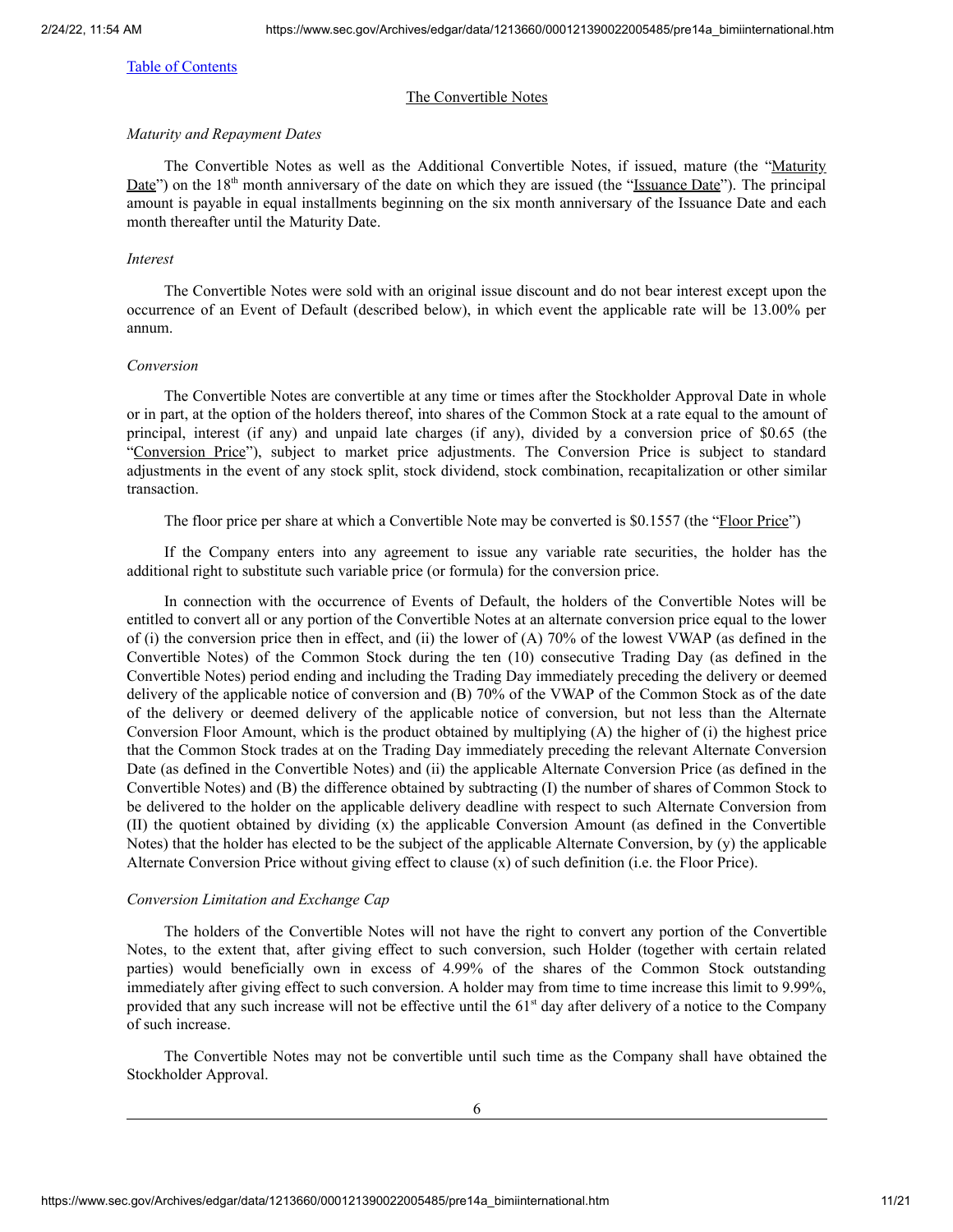[Table of Contents](#)

## The Convertible Notes

*Maturity and Repayment Dates*

The Convertible Notes as well as the Additional Convertible Notes, if issued, mature (the "Maturity Date") on the 18th month anniversary of the date on which they are issued (the "Issuance Date"). The principal amount is payable in equal installments beginning on the six month anniversary of the Issuance Date and each month thereafter until the Maturity Date.

*Interest*

The Convertible Notes were sold with an original issue discount and do not bear interest except upon the occurrence of an Event of Default (described below), in which event the applicable rate will be 13.00% per annum.

*Conversion*

The Convertible Notes are convertible at any time or times after the Stockholder Approval Date in whole or in part, at the option of the holders thereof, into shares of the Common Stock at a rate equal to the amount of principal, interest (if any) and unpaid late charges (if any), divided by a conversion price of $0.65 (the "Conversion Price"), subject to market price adjustments. The Conversion Price is subject to standard adjustments in the event of any stock split, stock dividend, stock combination, recapitalization or other similar transaction.

The floor price per share at which a Convertible Note may be converted is $0.1557 (the "Floor Price")

If the Company enters into any agreement to issue any variable rate securities, the holder has the additional right to substitute such variable price (or formula) for the conversion price.

In connection with the occurrence of Events of Default, the holders of the Convertible Notes will be entitled to convert all or any portion of the Convertible Notes at an alternate conversion price equal to the lower of (i) the conversion price then in effect, and (ii) the lower of (A) 70% of the lowest VWAP (as defined in the Convertible Notes) of the Common Stock during the ten (10) consecutive Trading Day (as defined in the Convertible Notes) period ending and including the Trading Day immediately preceding the delivery or deemed delivery of the applicable notice of conversion and (B) 70% of the VWAP of the Common Stock as of the date of the delivery or deemed delivery of the applicable notice of conversion, but not less than the Alternate Conversion Floor Amount, which is the product obtained by multiplying (A) the higher of (i) the highest price that the Common Stock trades at on the Trading Day immediately preceding the relevant Alternate Conversion Date (as defined in the Convertible Notes) and (ii) the applicable Alternate Conversion Price (as defined in the Convertible Notes) and (B) the difference obtained by subtracting (I) the number of shares of Common Stock to be delivered to the holder on the applicable delivery deadline with respect to such Alternate Conversion from (II) the quotient obtained by dividing (x) the applicable Conversion Amount (as defined in the Convertible Notes) that the holder has elected to be the subject of the applicable Alternate Conversion, by (y) the applicable Alternate Conversion Price without giving effect to clause (x) of such definition (i.e. the Floor Price).

*Conversion Limitation and Exchange Cap*

The holders of the Convertible Notes will not have the right to convert any portion of the Convertible Notes, to the extent that, after giving effect to such conversion, such Holder (together with certain related parties) would beneficially own in excess of 4.99% of the shares of the Common Stock outstanding immediately after giving effect to such conversion. A holder may from time to time increase this limit to 9.99%, provided that any such increase will not be effective until the 61st day after delivery of a notice to the Company of such increase.

The Convertible Notes may not be convertible until such time as the Company shall have obtained the Stockholder Approval.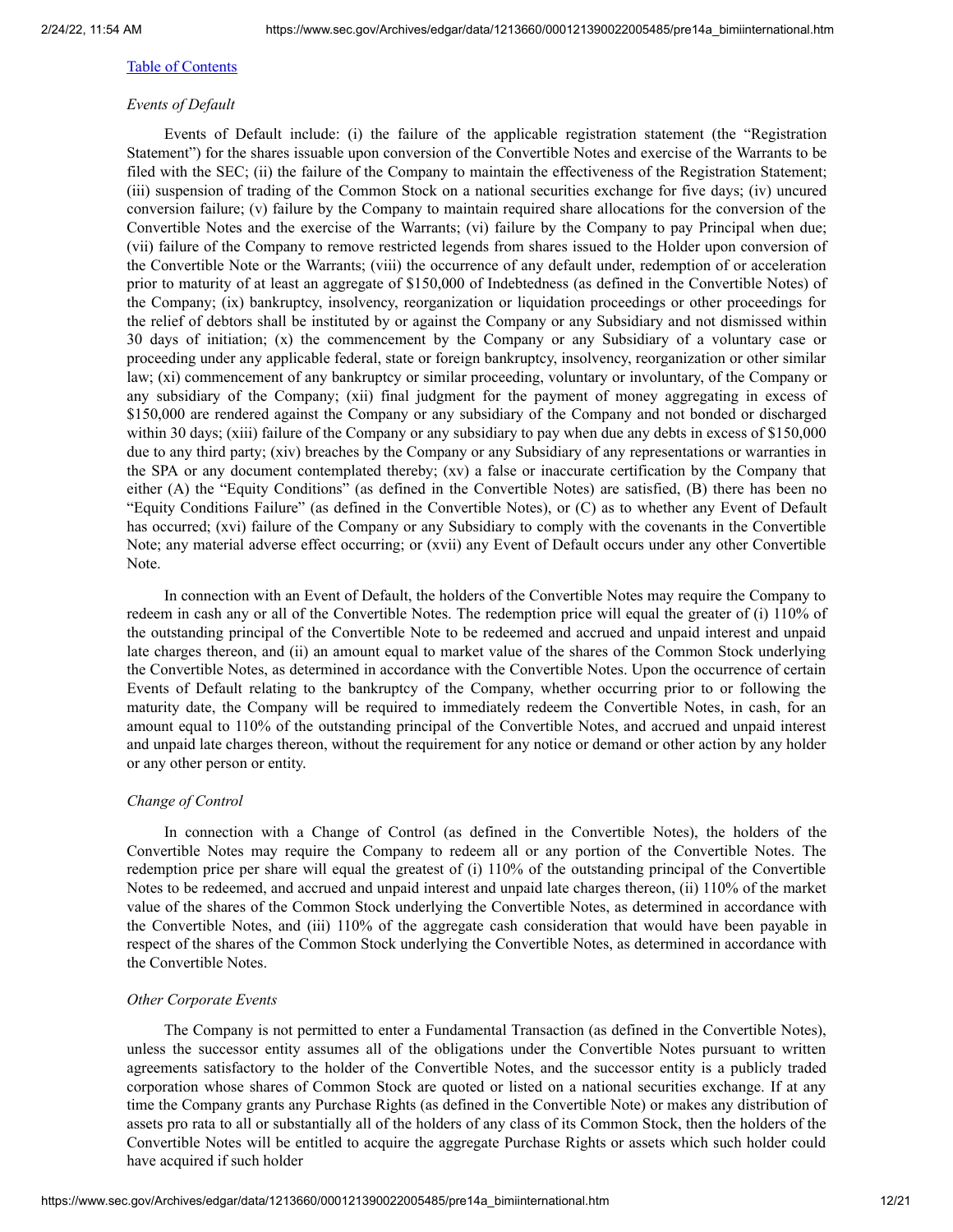[Table of Contents](#)

*Events of Default*

Events of Default include: (i) the failure of the applicable registration statement (the "Registration Statement") for the shares issuable upon conversion of the Convertible Notes and exercise of the Warrants to be filed with the SEC; (ii) the failure of the Company to maintain the effectiveness of the Registration Statement; (iii) suspension of trading of the Common Stock on a national securities exchange for five days; (iv) uncured conversion failure; (v) failure by the Company to maintain required share allocations for the conversion of the Convertible Notes and the exercise of the Warrants; (vi) failure by the Company to pay Principal when due; (vii) failure of the Company to remove restricted legends from shares issued to the Holder upon conversion of the Convertible Note or the Warrants; (viii) the occurrence of any default under, redemption of or acceleration prior to maturity of at least an aggregate of $150,000 of Indebtedness (as defined in the Convertible Notes) of the Company; (ix) bankruptcy, insolvency, reorganization or liquidation proceedings or other proceedings for the relief of debtors shall be instituted by or against the Company or any Subsidiary and not dismissed within 30 days of initiation; (x) the commencement by the Company or any Subsidiary of a voluntary case or proceeding under any applicable federal, state or foreign bankruptcy, insolvency, reorganization or other similar law; (xi) commencement of any bankruptcy or similar proceeding, voluntary or involuntary, of the Company or any subsidiary of the Company; (xii) final judgment for the payment of money aggregating in excess of $150,000 are rendered against the Company or any subsidiary of the Company and not bonded or discharged within 30 days; (xiii) failure of the Company or any subsidiary to pay when due any debts in excess of $150,000 due to any third party; (xiv) breaches by the Company or any Subsidiary of any representations or warranties in the SPA or any document contemplated thereby; (xv) a false or inaccurate certification by the Company that either (A) the "Equity Conditions" (as defined in the Convertible Notes) are satisfied, (B) there has been no "Equity Conditions Failure" (as defined in the Convertible Notes), or (C) as to whether any Event of Default has occurred; (xvi) failure of the Company or any Subsidiary to comply with the covenants in the Convertible Note; any material adverse effect occurring; or (xvii) any Event of Default occurs under any other Convertible Note.

In connection with an Event of Default, the holders of the Convertible Notes may require the Company to redeem in cash any or all of the Convertible Notes. The redemption price will equal the greater of (i) 110% of the outstanding principal of the Convertible Note to be redeemed and accrued and unpaid interest and unpaid late charges thereon, and (ii) an amount equal to market value of the shares of the Common Stock underlying the Convertible Notes, as determined in accordance with the Convertible Notes. Upon the occurrence of certain Events of Default relating to the bankruptcy of the Company, whether occurring prior to or following the maturity date, the Company will be required to immediately redeem the Convertible Notes, in cash, for an amount equal to 110% of the outstanding principal of the Convertible Notes, and accrued and unpaid interest and unpaid late charges thereon, without the requirement for any notice or demand or other action by any holder or any other person or entity.

*Change of Control*

In connection with a Change of Control (as defined in the Convertible Notes), the holders of the Convertible Notes may require the Company to redeem all or any portion of the Convertible Notes. The redemption price per share will equal the greatest of (i) 110% of the outstanding principal of the Convertible Notes to be redeemed, and accrued and unpaid interest and unpaid late charges thereon, (ii) 110% of the market value of the shares of the Common Stock underlying the Convertible Notes, as determined in accordance with the Convertible Notes, and (iii) 110% of the aggregate cash consideration that would have been payable in respect of the shares of the Common Stock underlying the Convertible Notes, as determined in accordance with the Convertible Notes.

*Other Corporate Events*

The Company is not permitted to enter a Fundamental Transaction (as defined in the Convertible Notes), unless the successor entity assumes all of the obligations under the Convertible Notes pursuant to written agreements satisfactory to the holder of the Convertible Notes, and the successor entity is a publicly traded corporation whose shares of Common Stock are quoted or listed on a national securities exchange. If at any time the Company grants any Purchase Rights (as defined in the Convertible Note) or makes any distribution of assets pro rata to all or substantially all of the holders of any class of its Common Stock, then the holders of the Convertible Notes will be entitled to acquire the aggregate Purchase Rights or assets which such holder could have acquired if such holder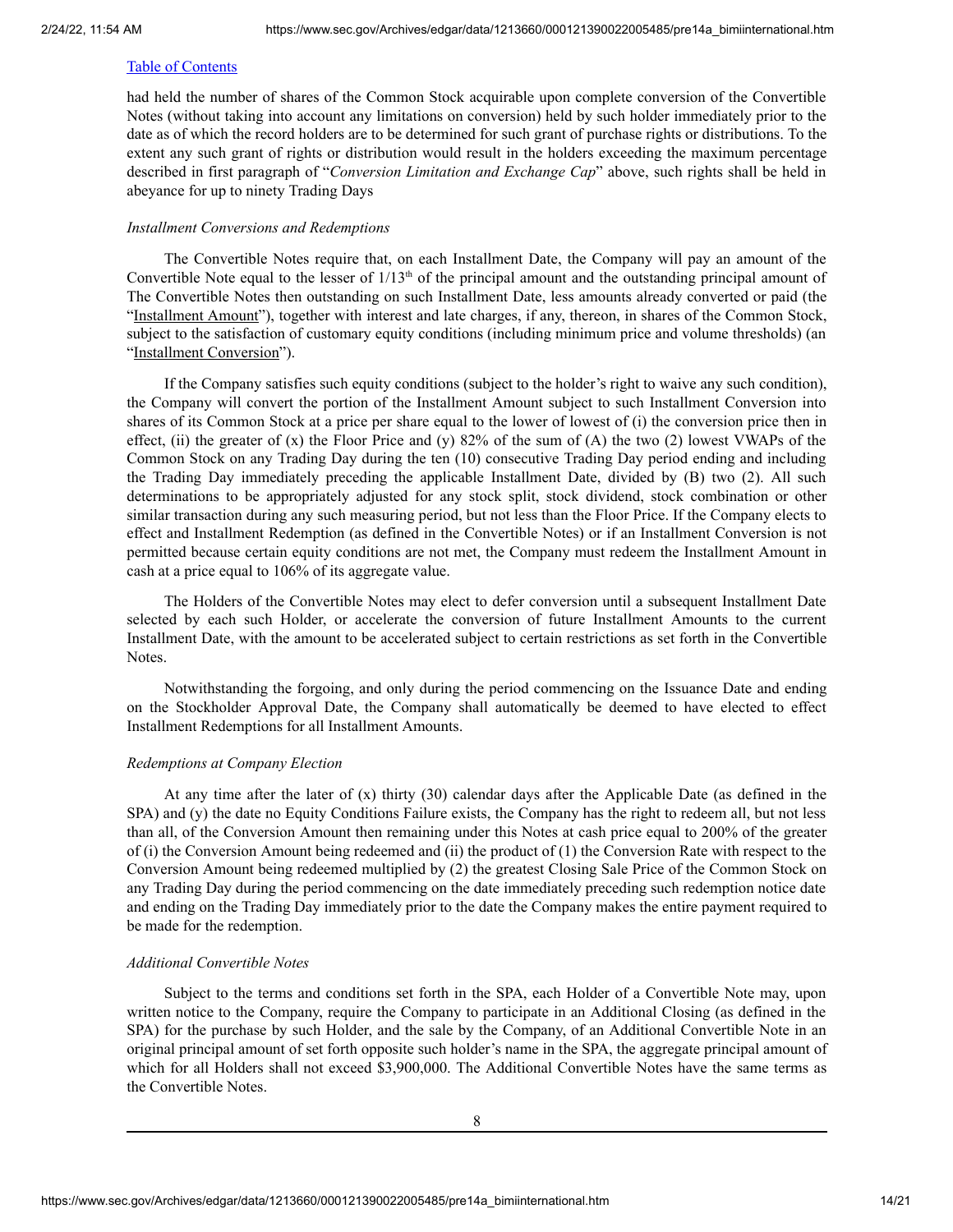[Table of Contents]

had held the number of shares of the Common Stock acquirable upon complete conversion of the Convertible Notes (without taking into account any limitations on conversion) held by such holder immediately prior to the date as of which the record holders are to be determined for such grant of purchase rights or distributions. To the extent any such grant of rights or distribution would result in the holders exceeding the maximum percentage described in first paragraph of "*Conversion Limitation and Exchange Cap*" above, such rights shall be held in abeyance for up to ninety Trading Days

*Installment Conversions and Redemptions*

The Convertible Notes require that, on each Installment Date, the Company will pay an amount of the Convertible Note equal to the lesser of 1/13th of the principal amount and the outstanding principal amount of The Convertible Notes then outstanding on such Installment Date, less amounts already converted or paid (the "Installment Amount"), together with interest and late charges, if any, thereon, in shares of the Common Stock, subject to the satisfaction of customary equity conditions (including minimum price and volume thresholds) (an "Installment Conversion").

If the Company satisfies such equity conditions (subject to the holder's right to waive any such condition), the Company will convert the portion of the Installment Amount subject to such Installment Conversion into shares of its Common Stock at a price per share equal to the lower of lowest of (i) the conversion price then in effect, (ii) the greater of (x) the Floor Price and (y) 82% of the sum of (A) the two (2) lowest VWAPs of the Common Stock on any Trading Day during the ten (10) consecutive Trading Day period ending and including the Trading Day immediately preceding the applicable Installment Date, divided by (B) two (2). All such determinations to be appropriately adjusted for any stock split, stock dividend, stock combination or other similar transaction during any such measuring period, but not less than the Floor Price. If the Company elects to effect and Installment Redemption (as defined in the Convertible Notes) or if an Installment Conversion is not permitted because certain equity conditions are not met, the Company must redeem the Installment Amount in cash at a price equal to 106% of its aggregate value.

The Holders of the Convertible Notes may elect to defer conversion until a subsequent Installment Date selected by each such Holder, or accelerate the conversion of future Installment Amounts to the current Installment Date, with the amount to be accelerated subject to certain restrictions as set forth in the Convertible Notes.

Notwithstanding the forgoing, and only during the period commencing on the Issuance Date and ending on the Stockholder Approval Date, the Company shall automatically be deemed to have elected to effect Installment Redemptions for all Installment Amounts.

*Redemptions at Company Election*

At any time after the later of (x) thirty (30) calendar days after the Applicable Date (as defined in the SPA) and (y) the date no Equity Conditions Failure exists, the Company has the right to redeem all, but not less than all, of the Conversion Amount then remaining under this Notes at cash price equal to 200% of the greater of (i) the Conversion Amount being redeemed and (ii) the product of (1) the Conversion Rate with respect to the Conversion Amount being redeemed multiplied by (2) the greatest Closing Sale Price of the Common Stock on any Trading Day during the period commencing on the date immediately preceding such redemption notice date and ending on the Trading Day immediately prior to the date the Company makes the entire payment required to be made for the redemption.

*Additional Convertible Notes*

Subject to the terms and conditions set forth in the SPA, each Holder of a Convertible Note may, upon written notice to the Company, require the Company to participate in an Additional Closing (as defined in the SPA) for the purchase by such Holder, and the sale by the Company, of an Additional Convertible Note in an original principal amount of set forth opposite such holder's name in the SPA, the aggregate principal amount of which for all Holders shall not exceed $3,900,000. The Additional Convertible Notes have the same terms as the Convertible Notes.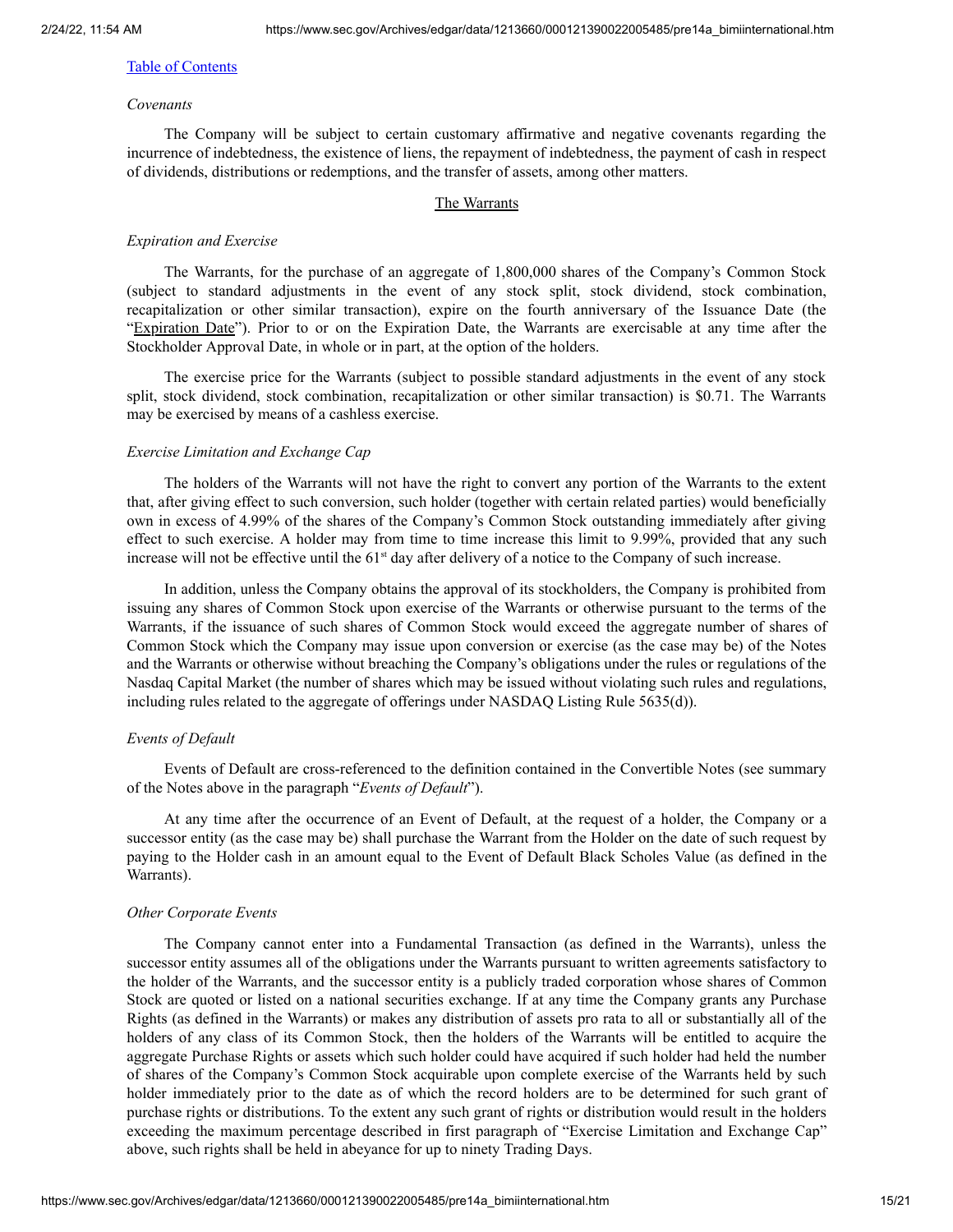[Table of Contents](#)

*Covenants*

The Company will be subject to certain customary affirmative and negative covenants regarding the incurrence of indebtedness, the existence of liens, the repayment of indebtedness, the payment of cash in respect of dividends, distributions or redemptions, and the transfer of assets, among other matters.

## The Warrants

*Expiration and Exercise*

The Warrants, for the purchase of an aggregate of 1,800,000 shares of the Company's Common Stock (subject to standard adjustments in the event of any stock split, stock dividend, stock combination, recapitalization or other similar transaction), expire on the fourth anniversary of the Issuance Date (the "Expiration Date"). Prior to or on the Expiration Date, the Warrants are exercisable at any time after the Stockholder Approval Date, in whole or in part, at the option of the holders.

The exercise price for the Warrants (subject to possible standard adjustments in the event of any stock split, stock dividend, stock combination, recapitalization or other similar transaction) is $0.71. The Warrants may be exercised by means of a cashless exercise.

*Exercise Limitation and Exchange Cap*

The holders of the Warrants will not have the right to convert any portion of the Warrants to the extent that, after giving effect to such conversion, such holder (together with certain related parties) would beneficially own in excess of 4.99% of the shares of the Company's Common Stock outstanding immediately after giving effect to such exercise. A holder may from time to time increase this limit to 9.99%, provided that any such increase will not be effective until the 61st day after delivery of a notice to the Company of such increase.

In addition, unless the Company obtains the approval of its stockholders, the Company is prohibited from issuing any shares of Common Stock upon exercise of the Warrants or otherwise pursuant to the terms of the Warrants, if the issuance of such shares of Common Stock would exceed the aggregate number of shares of Common Stock which the Company may issue upon conversion or exercise (as the case may be) of the Notes and the Warrants or otherwise without breaching the Company's obligations under the rules or regulations of the Nasdaq Capital Market (the number of shares which may be issued without violating such rules and regulations, including rules related to the aggregate of offerings under NASDAQ Listing Rule 5635(d)).

*Events of Default*

Events of Default are cross-referenced to the definition contained in the Convertible Notes (see summary of the Notes above in the paragraph "*Events of Default*").

At any time after the occurrence of an Event of Default, at the request of a holder, the Company or a successor entity (as the case may be) shall purchase the Warrant from the Holder on the date of such request by paying to the Holder cash in an amount equal to the Event of Default Black Scholes Value (as defined in the Warrants).

*Other Corporate Events*

The Company cannot enter into a Fundamental Transaction (as defined in the Warrants), unless the successor entity assumes all of the obligations under the Warrants pursuant to written agreements satisfactory to the holder of the Warrants, and the successor entity is a publicly traded corporation whose shares of Common Stock are quoted or listed on a national securities exchange. If at any time the Company grants any Purchase Rights (as defined in the Warrants) or makes any distribution of assets pro rata to all or substantially all of the holders of any class of its Common Stock, then the holders of the Warrants will be entitled to acquire the aggregate Purchase Rights or assets which such holder could have acquired if such holder had held the number of shares of the Company's Common Stock acquirable upon complete exercise of the Warrants held by such holder immediately prior to the date as of which the record holders are to be determined for such grant of purchase rights or distributions. To the extent any such grant of rights or distribution would result in the holders exceeding the maximum percentage described in first paragraph of "Exercise Limitation and Exchange Cap" above, such rights shall be held in abeyance for up to ninety Trading Days.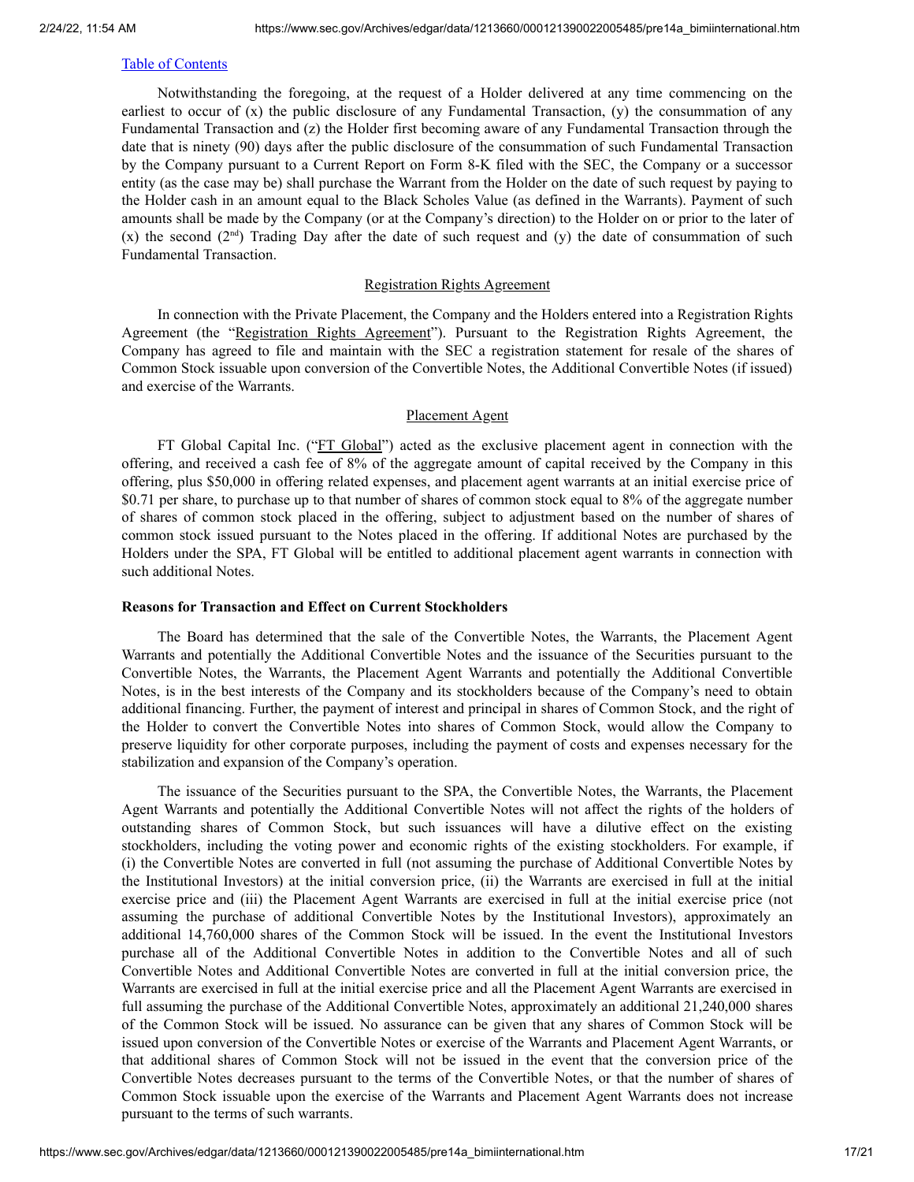[Table of Contents](#)

Notwithstanding the foregoing, at the request of a Holder delivered at any time commencing on the earliest to occur of (x) the public disclosure of any Fundamental Transaction, (y) the consummation of any Fundamental Transaction and (z) the Holder first becoming aware of any Fundamental Transaction through the date that is ninety (90) days after the public disclosure of the consummation of such Fundamental Transaction by the Company pursuant to a Current Report on Form 8-K filed with the SEC, the Company or a successor entity (as the case may be) shall purchase the Warrant from the Holder on the date of such request by paying to the Holder cash in an amount equal to the Black Scholes Value (as defined in the Warrants). Payment of such amounts shall be made by the Company (or at the Company's direction) to the Holder on or prior to the later of (x) the second (2nd) Trading Day after the date of such request and (y) the date of consummation of such Fundamental Transaction.

Registration Rights Agreement

In connection with the Private Placement, the Company and the Holders entered into a Registration Rights Agreement (the "Registration Rights Agreement"). Pursuant to the Registration Rights Agreement, the Company has agreed to file and maintain with the SEC a registration statement for resale of the shares of Common Stock issuable upon conversion of the Convertible Notes, the Additional Convertible Notes (if issued) and exercise of the Warrants.

Placement Agent

FT Global Capital Inc. ("FT Global") acted as the exclusive placement agent in connection with the offering, and received a cash fee of 8% of the aggregate amount of capital received by the Company in this offering, plus $50,000 in offering related expenses, and placement agent warrants at an initial exercise price of $0.71 per share, to purchase up to that number of shares of common stock equal to 8% of the aggregate number of shares of common stock placed in the offering, subject to adjustment based on the number of shares of common stock issued pursuant to the Notes placed in the offering. If additional Notes are purchased by the Holders under the SPA, FT Global will be entitled to additional placement agent warrants in connection with such additional Notes.

**Reasons for Transaction and Effect on Current Stockholders**

The Board has determined that the sale of the Convertible Notes, the Warrants, the Placement Agent Warrants and potentially the Additional Convertible Notes and the issuance of the Securities pursuant to the Convertible Notes, the Warrants, the Placement Agent Warrants and potentially the Additional Convertible Notes, is in the best interests of the Company and its stockholders because of the Company's need to obtain additional financing. Further, the payment of interest and principal in shares of Common Stock, and the right of the Holder to convert the Convertible Notes into shares of Common Stock, would allow the Company to preserve liquidity for other corporate purposes, including the payment of costs and expenses necessary for the stabilization and expansion of the Company's operation.

The issuance of the Securities pursuant to the SPA, the Convertible Notes, the Warrants, the Placement Agent Warrants and potentially the Additional Convertible Notes will not affect the rights of the holders of outstanding shares of Common Stock, but such issuances will have a dilutive effect on the existing stockholders, including the voting power and economic rights of the existing stockholders. For example, if (i) the Convertible Notes are converted in full (not assuming the purchase of Additional Convertible Notes by the Institutional Investors) at the initial conversion price, (ii) the Warrants are exercised in full at the initial exercise price and (iii) the Placement Agent Warrants are exercised in full at the initial exercise price (not assuming the purchase of additional Convertible Notes by the Institutional Investors), approximately an additional 14,760,000 shares of the Common Stock will be issued. In the event the Institutional Investors purchase all of the Additional Convertible Notes in addition to the Convertible Notes and all of such Convertible Notes and Additional Convertible Notes are converted in full at the initial conversion price, the Warrants are exercised in full at the initial exercise price and all the Placement Agent Warrants are exercised in full assuming the purchase of the Additional Convertible Notes, approximately an additional 21,240,000 shares of the Common Stock will be issued. No assurance can be given that any shares of Common Stock will be issued upon conversion of the Convertible Notes or exercise of the Warrants and Placement Agent Warrants, or that additional shares of Common Stock will not be issued in the event that the conversion price of the Convertible Notes decreases pursuant to the terms of the Convertible Notes, or that the number of shares of Common Stock issuable upon the exercise of the Warrants and Placement Agent Warrants does not increase pursuant to the terms of such warrants.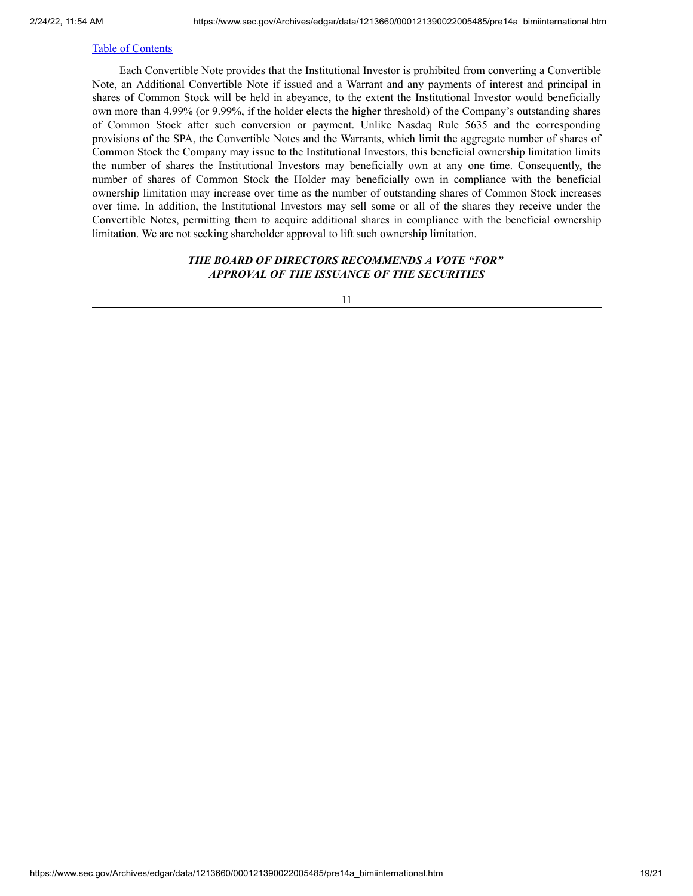[Table of Contents](#)

Each Convertible Note provides that the Institutional Investor is prohibited from converting a Convertible Note, an Additional Convertible Note if issued and a Warrant and any payments of interest and principal in shares of Common Stock will be held in abeyance, to the extent the Institutional Investor would beneficially own more than 4.99% (or 9.99%, if the holder elects the higher threshold) of the Company's outstanding shares of Common Stock after such conversion or payment. Unlike Nasdaq Rule 5635 and the corresponding provisions of the SPA, the Convertible Notes and the Warrants, which limit the aggregate number of shares of Common Stock the Company may issue to the Institutional Investors, this beneficial ownership limitation limits the number of shares the Institutional Investors may beneficially own at any one time. Consequently, the number of shares of Common Stock the Holder may beneficially own in compliance with the beneficial ownership limitation may increase over time as the number of outstanding shares of Common Stock increases over time. In addition, the Institutional Investors may sell some or all of the shares they receive under the Convertible Notes, permitting them to acquire additional shares in compliance with the beneficial ownership limitation. We are not seeking shareholder approval to lift such ownership limitation.

***THE BOARD OF DIRECTORS RECOMMENDS A VOTE "FOR" APPROVAL OF THE ISSUANCE OF THE SECURITIES***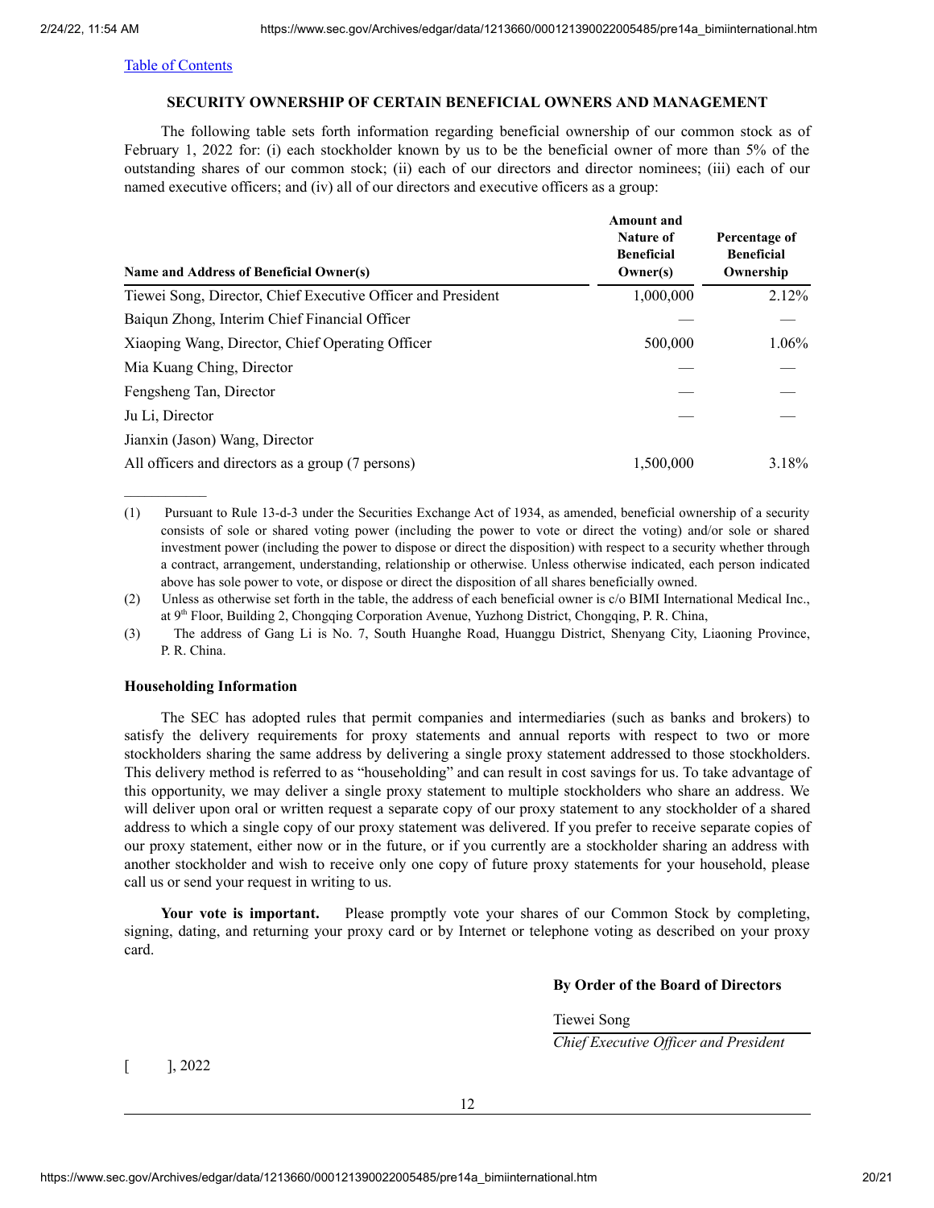[Table of Contents](#)

## SECURITY OWNERSHIP OF CERTAIN BENEFICIAL OWNERS AND MANAGEMENT

The following table sets forth information regarding beneficial ownership of our common stock as of February 1, 2022 for: (i) each stockholder known by us to be the beneficial owner of more than 5% of the outstanding shares of our common stock; (ii) each of our directors and director nominees; (iii) each of our named executive officers; and (iv) all of our directors and executive officers as a group:

| Name and Address of Beneficial Owner(s) | Amount and Nature of Beneficial Owner(s) | Percentage of Beneficial Ownership |
|---|---|---|
| Tiewei Song, Director, Chief Executive Officer and President | 1,000,000 | 2.12% |
| Baiqun Zhong, Interim Chief Financial Officer | — | — |
| Xiaoping Wang, Director, Chief Operating Officer | 500,000 | 1.06% |
| Mia Kuang Ching, Director | — | — |
| Fengsheng Tan, Director | — | — |
| Ju Li, Director | — | — |
| Jianxin (Jason) Wang, Director | | |
| All officers and directors as a group (7 persons) | 1,500,000 | 3.18% |

---

(1) Pursuant to Rule 13-d-3 under the Securities Exchange Act of 1934, as amended, beneficial ownership of a security consists of sole or shared voting power (including the power to vote or direct the voting) and/or sole or shared investment power (including the power to dispose or direct the disposition) with respect to a security whether through a contract, arrangement, understanding, relationship or otherwise. Unless otherwise indicated, each person indicated above has sole power to vote, or dispose or direct the disposition of all shares beneficially owned.

(2) Unless as otherwise set forth in the table, the address of each beneficial owner is c/o BIMI International Medical Inc., at 9th Floor, Building 2, Chongqing Corporation Avenue, Yuzhong District, Chongqing, P. R. China,

(3) The address of Gang Li is No. 7, South Huanghe Road, Huanggu District, Shenyang City, Liaoning Province, P. R. China.

### Householding Information

The SEC has adopted rules that permit companies and intermediaries (such as banks and brokers) to satisfy the delivery requirements for proxy statements and annual reports with respect to two or more stockholders sharing the same address by delivering a single proxy statement addressed to those stockholders. This delivery method is referred to as "householding" and can result in cost savings for us. To take advantage of this opportunity, we may deliver a single proxy statement to multiple stockholders who share an address. We will deliver upon oral or written request a separate copy of our proxy statement to any stockholder of a shared address to which a single copy of our proxy statement was delivered. If you prefer to receive separate copies of our proxy statement, either now or in the future, or if you currently are a stockholder sharing an address with another stockholder and wish to receive only one copy of future proxy statements for your household, please call us or send your request in writing to us.

**Your vote is important.** Please promptly vote your shares of our Common Stock by completing, signing, dating, and returning your proxy card or by Internet or telephone voting as described on your proxy card.

**By Order of the Board of Directors**

Tiewei Song

*Chief Executive Officer and President*

[ ], 2022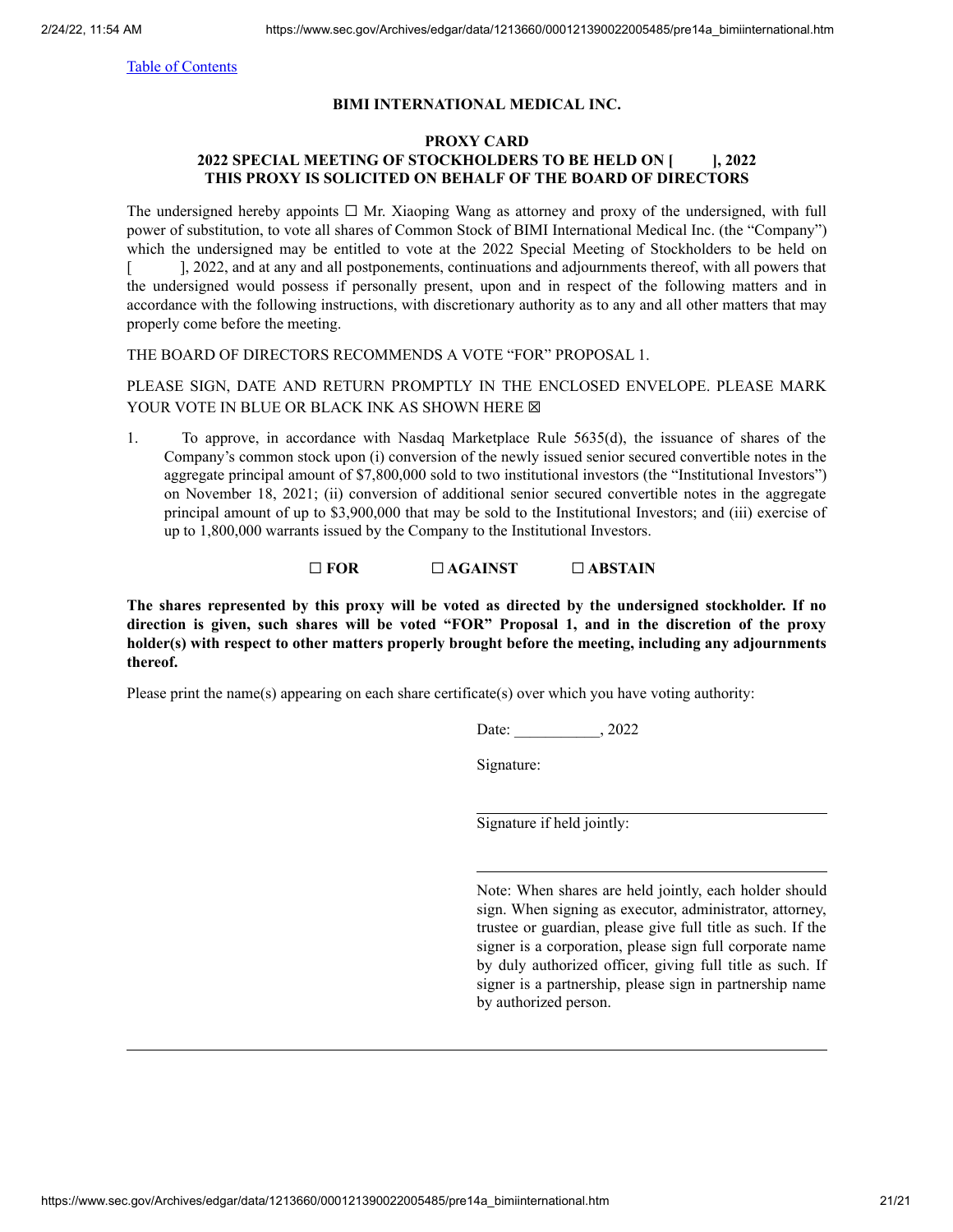Table of Contents

**BIMI INTERNATIONAL MEDICAL INC.**

**PROXY CARD**
**2022 SPECIAL MEETING OF STOCKHOLDERS TO BE HELD ON [ ], 2022**
**THIS PROXY IS SOLICITED ON BEHALF OF THE BOARD OF DIRECTORS**

The undersigned hereby appoints ☐ Mr. Xiaoping Wang as attorney and proxy of the undersigned, with full power of substitution, to vote all shares of Common Stock of BIMI International Medical Inc. (the "Company") which the undersigned may be entitled to vote at the 2022 Special Meeting of Stockholders to be held on [ ], 2022, and at any and all postponements, continuations and adjournments thereof, with all powers that the undersigned would possess if personally present, upon and in respect of the following matters and in accordance with the following instructions, with discretionary authority as to any and all other matters that may properly come before the meeting.

THE BOARD OF DIRECTORS RECOMMENDS A VOTE "FOR" PROPOSAL 1.

PLEASE SIGN, DATE AND RETURN PROMPTLY IN THE ENCLOSED ENVELOPE. PLEASE MARK YOUR VOTE IN BLUE OR BLACK INK AS SHOWN HERE ☒

1. To approve, in accordance with Nasdaq Marketplace Rule 5635(d), the issuance of shares of the Company's common stock upon (i) conversion of the newly issued senior secured convertible notes in the aggregate principal amount of $7,800,000 sold to two institutional investors (the "Institutional Investors") on November 18, 2021; (ii) conversion of additional senior secured convertible notes in the aggregate principal amount of up to $3,900,000 that may be sold to the Institutional Investors; and (iii) exercise of up to 1,800,000 warrants issued by the Company to the Institutional Investors.

**☐ FOR** **☐ AGAINST** **☐ ABSTAIN**

**The shares represented by this proxy will be voted as directed by the undersigned stockholder. If no direction is given, such shares will be voted "FOR" Proposal 1, and in the discretion of the proxy holder(s) with respect to other matters properly brought before the meeting, including any adjournments thereof.**

Please print the name(s) appearing on each share certificate(s) over which you have voting authority:

Date: ___________, 2022

Signature:

_______________________________________

Signature if held jointly:

_______________________________________

Note: When shares are held jointly, each holder should sign. When signing as executor, administrator, attorney, trustee or guardian, please give full title as such. If the signer is a corporation, please sign full corporate name by duly authorized officer, giving full title as such. If signer is a partnership, please sign in partnership name by authorized person.